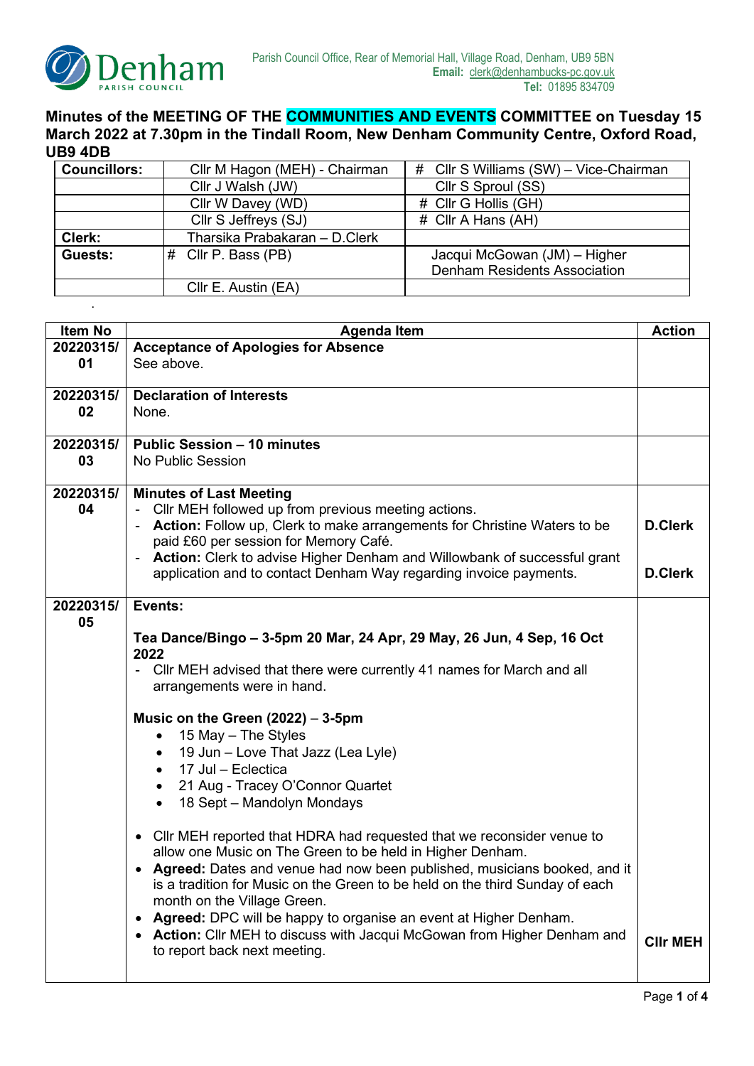Parish Council Office, Rear of Memorial Hall, Village Road, Denham, UB9 5BN
**Email:** clerk@denhambucks-pc.gov.uk
**Tel:** 01895 834709

# Minutes of the MEETING OF THE COMMUNITIES AND EVENTS COMMITTEE on Tuesday 15 March 2022 at 7.30pm in the Tindall Room, New Denham Community Centre, Oxford Road, UB9 4DB

| | | |
|---|---|---|
| **Councillors:** | Cllr M Hagon (MEH) - Chairman | # Cllr S Williams (SW) – Vice-Chairman |
| | Cllr J Walsh (JW) | Cllr S Sproul (SS) |
| | Cllr W Davey (WD) | # Cllr G Hollis (GH) |
| | Cllr S Jeffreys (SJ) | # Cllr A Hans (AH) |
| **Clerk:** | Tharsika Prabakaran – D.Clerk | |
| **Guests:** | # Cllr P. Bass (PB) | Jacqui McGowan (JM) – Higher Denham Residents Association |
| | Cllr E. Austin (EA) | |

| Item No | Agenda Item | Action |
|---|---|---|
| 20220315/01 | **Acceptance of Apologies for Absence**<br>See above. | |
| 20220315/02 | **Declaration of Interests**<br>None. | |
| 20220315/03 | **Public Session – 10 minutes**<br>No Public Session | |
| 20220315/04 | **Minutes of Last Meeting**<br>- Cllr MEH followed up from previous meeting actions.<br>- **Action:** Follow up, Clerk to make arrangements for Christine Waters to be paid £60 per session for Memory Café.<br>- **Action:** Clerk to advise Higher Denham and Willowbank of successful grant application and to contact Denham Way regarding invoice payments. | **D.Clerk**<br><br>**D.Clerk** |
| 20220315/05 | **Events:**<br><br>**Tea Dance/Bingo – 3-5pm 20 Mar, 24 Apr, 29 May, 26 Jun, 4 Sep, 16 Oct 2022**<br>- Cllr MEH advised that there were currently 41 names for March and all arrangements were in hand.<br><br>**Music on the Green (2022)** – **3-5pm**<br>• 15 May – The Styles<br>• 19 Jun – Love That Jazz (Lea Lyle)<br>• 17 Jul – Eclectica<br>• 21 Aug - Tracey O'Connor Quartet<br>• 18 Sept – Mandolyn Mondays<br><br>• Cllr MEH reported that HDRA had requested that we reconsider venue to allow one Music on The Green to be held in Higher Denham.<br>• **Agreed:** Dates and venue had now been published, musicians booked, and it is a tradition for Music on the Green to be held on the third Sunday of each month on the Village Green.<br>• **Agreed:** DPC will be happy to organise an event at Higher Denham.<br>• **Action:** Cllr MEH to discuss with Jacqui McGowan from Higher Denham and to report back next meeting. | **Cllr MEH** |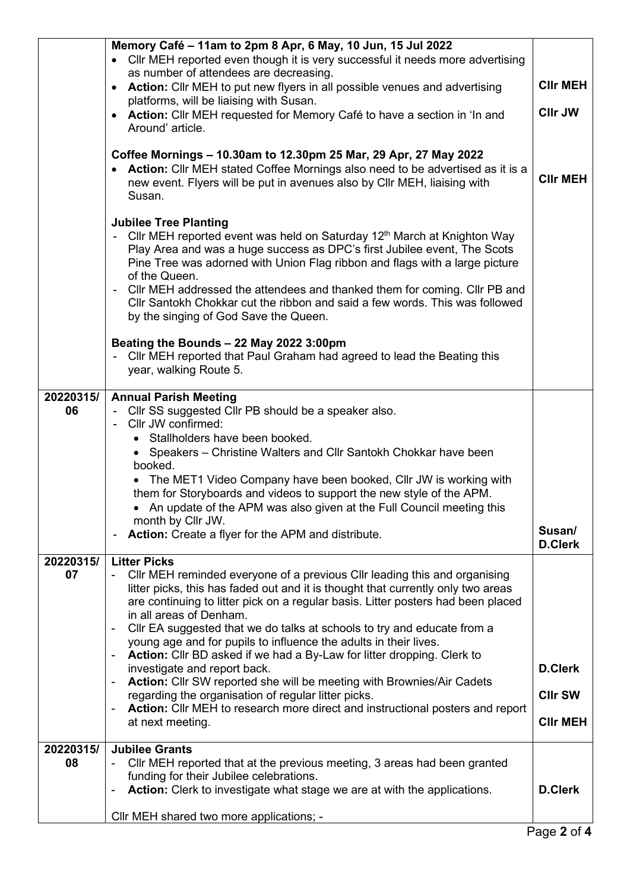| | | |
|---|---|---|
| | **Memory Café – 11am to 2pm 8 Apr, 6 May, 10 Jun, 15 Jul 2022**<br>• Cllr MEH reported even though it is very successful it needs more advertising as number of attendees are decreasing.<br>• **Action:** Cllr MEH to put new flyers in all possible venues and advertising platforms, will be liaising with Susan.<br>• **Action:** Cllr MEH requested for Memory Café to have a section in 'In and Around' article.<br><br>**Coffee Mornings – 10.30am to 12.30pm 25 Mar, 29 Apr, 27 May 2022**<br>• **Action:** Cllr MEH stated Coffee Mornings also need to be advertised as it is a new event. Flyers will be put in avenues also by Cllr MEH, liaising with Susan.<br><br>**Jubilee Tree Planting**<br>- Cllr MEH reported event was held on Saturday 12th March at Knighton Way Play Area and was a huge success as DPC's first Jubilee event, The Scots Pine Tree was adorned with Union Flag ribbon and flags with a large picture of the Queen.<br>- Cllr MEH addressed the attendees and thanked them for coming. Cllr PB and Cllr Santokh Chokkar cut the ribbon and said a few words. This was followed by the singing of God Save the Queen.<br><br>**Beating the Bounds – 22 May 2022 3:00pm**<br>- Cllr MEH reported that Paul Graham had agreed to lead the Beating this year, walking Route 5. | **Cllr MEH**<br><br>**Cllr JW**<br><br>**Cllr MEH** |
| **20220315/06** | **Annual Parish Meeting**<br>- Cllr SS suggested Cllr PB should be a speaker also.<br>- Cllr JW confirmed:<br>• Stallholders have been booked.<br>• Speakers – Christine Walters and Cllr Santokh Chokkar have been booked.<br>• The MET1 Video Company have been booked, Cllr JW is working with them for Storyboards and videos to support the new style of the APM.<br>• An update of the APM was also given at the Full Council meeting this month by Cllr JW.<br>- **Action:** Create a flyer for the APM and distribute. | **Susan/ D.Clerk** |
| **20220315/07** | **Litter Picks**<br>- Cllr MEH reminded everyone of a previous Cllr leading this and organising litter picks, this has faded out and it is thought that currently only two areas are continuing to litter pick on a regular basis. Litter posters had been placed in all areas of Denham.<br>- Cllr EA suggested that we do talks at schools to try and educate from a young age and for pupils to influence the adults in their lives.<br>- **Action:** Cllr BD asked if we had a By-Law for litter dropping. Clerk to investigate and report back.<br>- **Action:** Cllr SW reported she will be meeting with Brownies/Air Cadets regarding the organisation of regular litter picks.<br>- **Action:** Cllr MEH to research more direct and instructional posters and report at next meeting. | **D.Clerk**<br><br>**Cllr SW**<br><br>**Cllr MEH** |
| **20220315/08** | **Jubilee Grants**<br>- Cllr MEH reported that at the previous meeting, 3 areas had been granted funding for their Jubilee celebrations.<br>- **Action:** Clerk to investigate what stage we are at with the applications.<br><br>Cllr MEH shared two more applications; - | **D.Clerk** |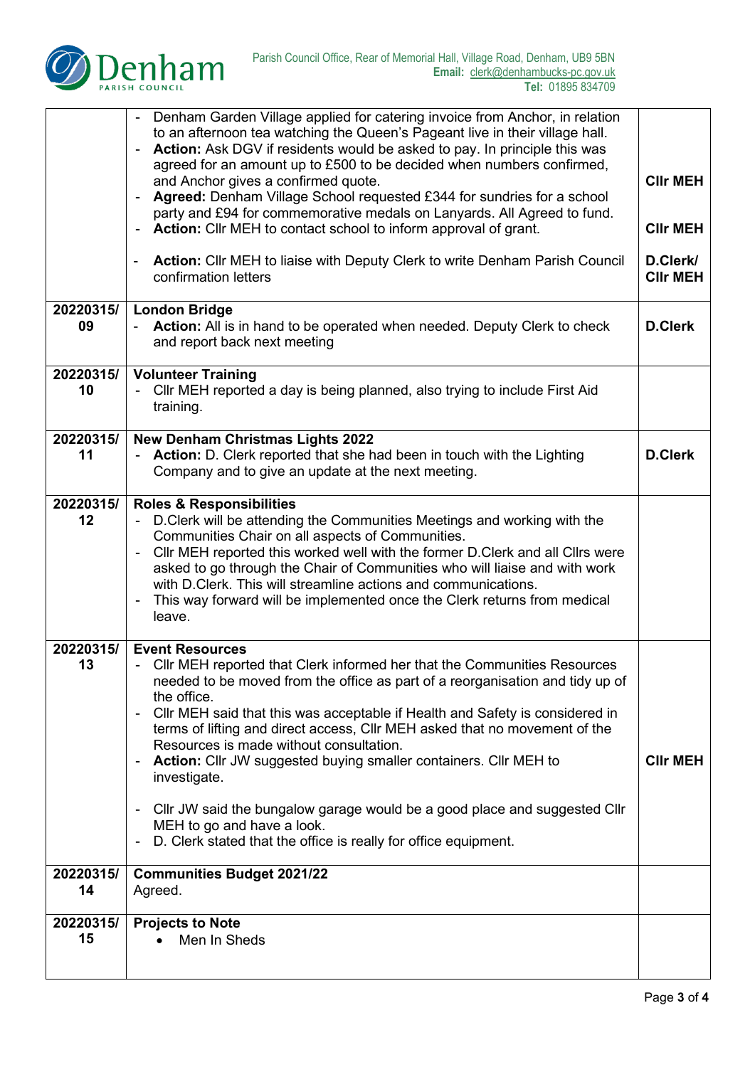| | | |
|---|---|---|
| | - Denham Garden Village applied for catering invoice from Anchor, in relation to an afternoon tea watching the Queen's Pageant live in their village hall.<br>- **Action:** Ask DGV if residents would be asked to pay. In principle this was agreed for an amount up to £500 to be decided when numbers confirmed, and Anchor gives a confirmed quote.<br>- **Agreed:** Denham Village School requested £344 for sundries for a school party and £94 for commemorative medals on Lanyards. All Agreed to fund.<br>- **Action:** Cllr MEH to contact school to inform approval of grant.<br><br>- **Action:** Cllr MEH to liaise with Deputy Clerk to write Denham Parish Council confirmation letters | **Cllr MEH**<br><br>**Cllr MEH**<br><br>**D.Clerk/ Cllr MEH** |
| **20220315/ 09** | **London Bridge**<br>- **Action:** All is in hand to be operated when needed. Deputy Clerk to check and report back next meeting | **D.Clerk** |
| **20220315/ 10** | **Volunteer Training**<br>- Cllr MEH reported a day is being planned, also trying to include First Aid training. | |
| **20220315/ 11** | **New Denham Christmas Lights 2022**<br>- **Action:** D. Clerk reported that she had been in touch with the Lighting Company and to give an update at the next meeting. | **D.Clerk** |
| **20220315/ 12** | **Roles & Responsibilities**<br>- D.Clerk will be attending the Communities Meetings and working with the Communities Chair on all aspects of Communities.<br>- Cllr MEH reported this worked well with the former D.Clerk and all Cllrs were asked to go through the Chair of Communities who will liaise and with work with D.Clerk. This will streamline actions and communications.<br>- This way forward will be implemented once the Clerk returns from medical leave. | |
| **20220315/ 13** | **Event Resources**<br>- Cllr MEH reported that Clerk informed her that the Communities Resources needed to be moved from the office as part of a reorganisation and tidy up of the office.<br>- Cllr MEH said that this was acceptable if Health and Safety is considered in terms of lifting and direct access, Cllr MEH asked that no movement of the Resources is made without consultation.<br>- **Action:** Cllr JW suggested buying smaller containers. Cllr MEH to investigate.<br><br>- Cllr JW said the bungalow garage would be a good place and suggested Cllr MEH to go and have a look.<br>- D. Clerk stated that the office is really for office equipment. | **Cllr MEH** |
| **20220315/ 14** | **Communities Budget 2021/22**<br>Agreed. | |
| **20220315/ 15** | **Projects to Note**<br>• Men In Sheds | |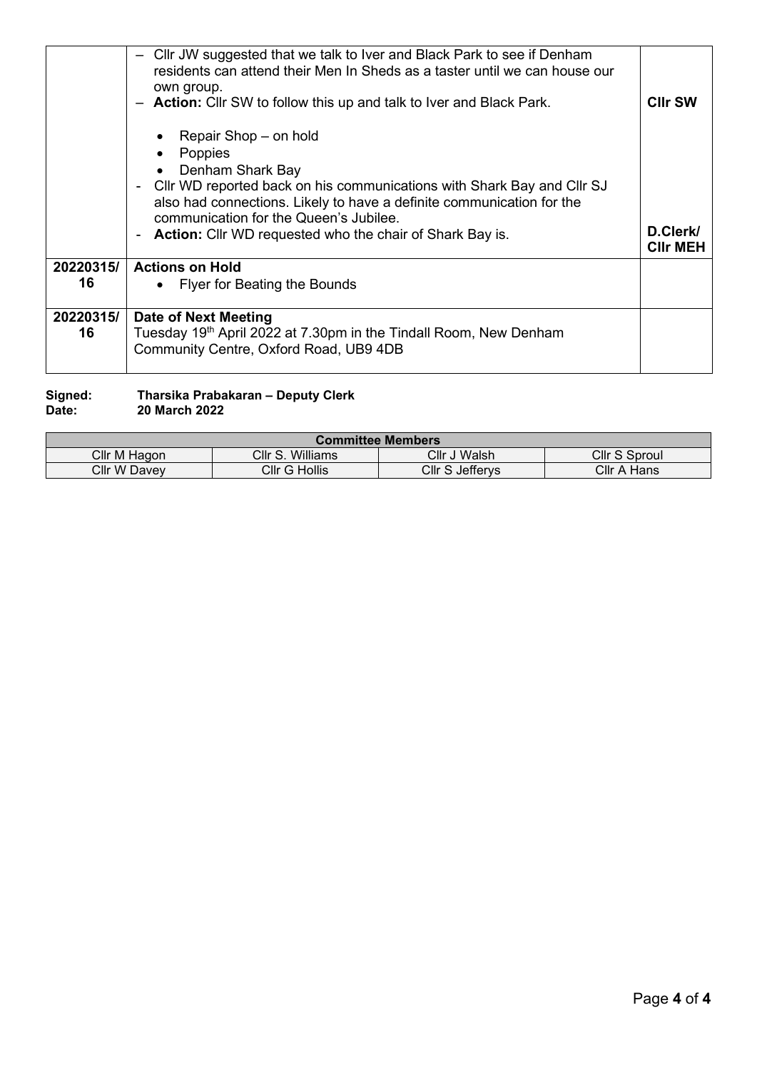| | | |
|---|---|---|
| | – Cllr JW suggested that we talk to Iver and Black Park to see if Denham residents can attend their Men In Sheds as a taster until we can house our own group.<br>– **Action:** Cllr SW to follow this up and talk to Iver and Black Park.<br><br>• Repair Shop – on hold<br>• Poppies<br>• Denham Shark Bay<br>- Cllr WD reported back on his communications with Shark Bay and Cllr SJ also had connections. Likely to have a definite communication for the communication for the Queen's Jubilee.<br>- **Action:** Cllr WD requested who the chair of Shark Bay is. | **Cllr SW**<br><br><br><br><br><br><br>**D.Clerk/ Cllr MEH** |
| **20220315/ 16** | **Actions on Hold**<br>• Flyer for Beating the Bounds | |
| **20220315/ 16** | **Date of Next Meeting**<br>Tuesday 19th April 2022 at 7.30pm in the Tindall Room, New Denham Community Centre, Oxford Road, UB9 4DB | |

**Signed:** **Tharsika Prabakaran – Deputy Clerk**
**Date:** **20 March 2022**

| **Committee Members** | | | |
|---|---|---|---|
| Cllr M Hagon | Cllr S. Williams | Cllr J Walsh | Cllr S Sproul |
| Cllr W Davey | Cllr G Hollis | Cllr S Jefferys | Cllr A Hans |